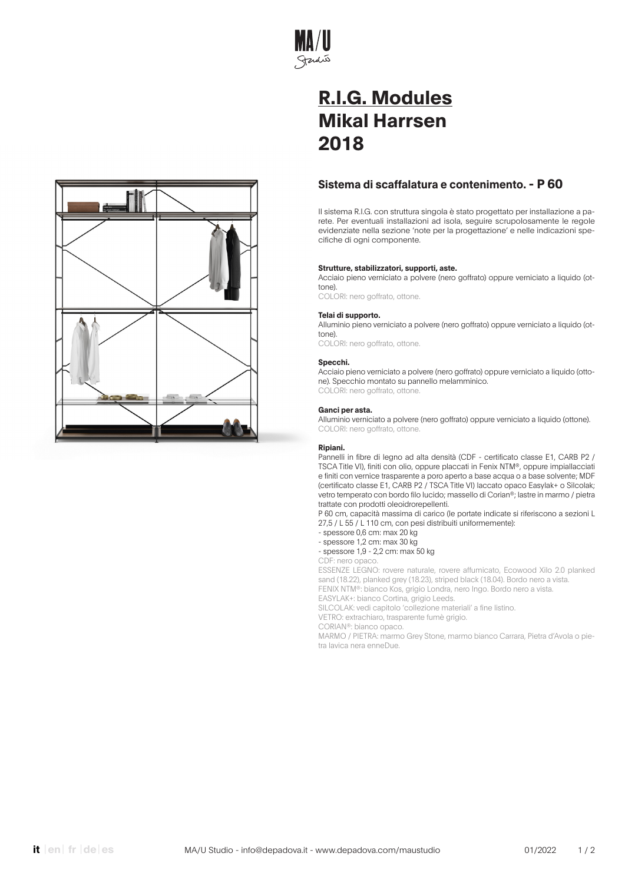# R.I.G. Modules
# Mikal Harrsen
# 2018

## Sistema di scaffalatura e contenimento. - P 60

Il sistema R.I.G. con struttura singola è stato progettato per installazione a parete. Per eventuali installazioni ad isola, seguire scrupolosamente le regole evidenziate nella sezione 'note per la progettazione' e nelle indicazioni specifiche di ogni componente.

**Strutture, stabilizzatori, supporti, aste.**
Acciaio pieno verniciato a polvere (nero goffrato) oppure verniciato a liquido (ottone).
COLORI: nero goffrato, ottone.

**Telai di supporto.**
Alluminio pieno verniciato a polvere (nero goffrato) oppure verniciato a liquido (ottone).
COLORI: nero goffrato, ottone.

**Specchi.**
Acciaio pieno verniciato a polvere (nero goffrato) oppure verniciato a liquido (ottone). Specchio montato su pannello melamminico.
COLORI: nero goffrato, ottone.

**Ganci per asta.**
Alluminio verniciato a polvere (nero goffrato) oppure verniciato a liquido (ottone).
COLORI: nero goffrato, ottone.

**Ripiani.**
Pannelli in fibre di legno ad alta densità (CDF - certificato classe E1, CARB P2 / TSCA Title VI), finiti con olio, oppure placcati in Fenix NTM®, oppure impiallacciati e finiti con vernice trasparente a poro aperto a base acqua o a base solvente; MDF (certificato classe E1, CARB P2 / TSCA Title VI) laccato opaco Easylak+ o Silcolak; vetro temperato con bordo filo lucido; massello di Corian®; lastre in marmo / pietra trattate con prodotti oleoidrorepellenti.
P 60 cm, capacità massima di carico (le portate indicate si riferiscono a sezioni L 27,5 / L 55 / L 110 cm, con pesi distribuiti uniformemente):
- spessore 0,6 cm: max 20 kg
- spessore 1,2 cm: max 30 kg
- spessore 1,9 - 2,2 cm: max 50 kg

CDF: nero opaco.
ESSENZE LEGNO: rovere naturale, rovere affumicato, Ecowood Xilo 2.0 planked sand (18.22), planked grey (18.23), striped black (18.04). Bordo nero a vista.
FENIX NTM®: bianco Kos, grigio Londra, nero Ingo. Bordo nero a vista.
EASYLAK+: bianco Cortina, grigio Leeds.
SILCOLAK: vedi capitolo 'collezione materiali' a fine listino.
VETRO: extrachiaro, trasparente fumè grigio.
CORIAN®: bianco opaco.
MARMO / PIETRA: marmo Grey Stone, marmo bianco Carrara, Pietra d'Avola o pietra lavica nera enneDue.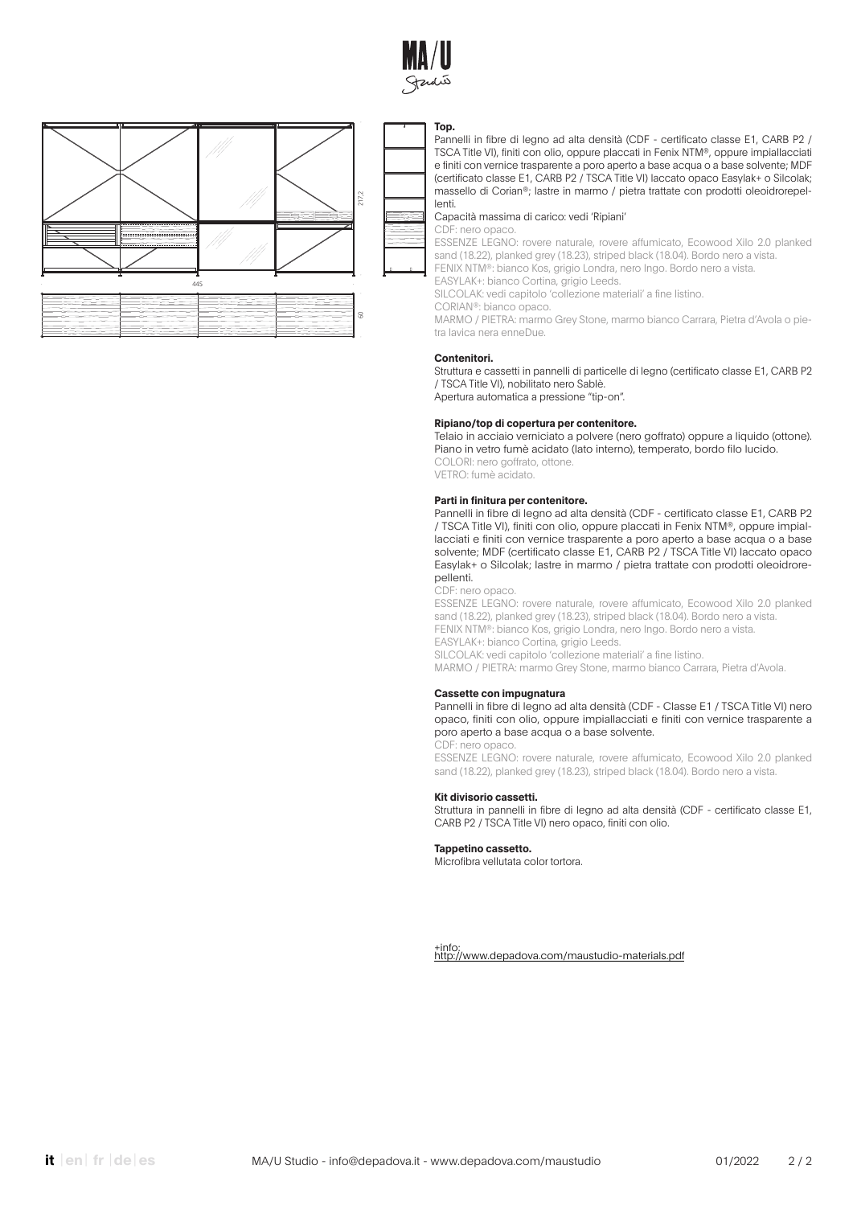**Top.**

Pannelli in fibre di legno ad alta densità (CDF - certificato classe E1, CARB P2 / TSCA Title VI), finiti con olio, oppure placcati in Fenix NTM®, oppure impiallacciati e finiti con vernice trasparente a poro aperto a base acqua o a base solvente; MDF (certificato classe E1, CARB P2 / TSCA Title VI) laccato opaco Easylak+ o Silcolak; massello di Corian®; lastre in marmo / pietra trattate con prodotti oleoidrorepellenti.

Capacità massima di carico: vedi 'Ripiani'

CDF: nero opaco.

ESSENZE LEGNO: rovere naturale, rovere affumicato, Ecowood Xilo 2.0 planked sand (18.22), planked grey (18.23), striped black (18.04). Bordo nero a vista.

FENIX NTM®: bianco Kos, grigio Londra, nero Ingo. Bordo nero a vista.

EASYLAK+: bianco Cortina, grigio Leeds.

SILCOLAK: vedi capitolo 'collezione materiali' a fine listino.

CORIAN®: bianco opaco.

MARMO / PIETRA: marmo Grey Stone, marmo bianco Carrara, Pietra d'Avola o pietra lavica nera enneDue.

**Contenitori.**

Struttura e cassetti in pannelli di particelle di legno (certificato classe E1, CARB P2 / TSCA Title VI), nobilitato nero Sablè.

Apertura automatica a pressione "tip-on".

**Ripiano/top di copertura per contenitore.**

Telaio in acciaio verniciato a polvere (nero goffrato) oppure a liquido (ottone). Piano in vetro fumè acidato (lato interno), temperato, bordo filo lucido.

COLORI: nero goffrato, ottone.

VETRO: fumè acidato.

**Parti in finitura per contenitore.**

Pannelli in fibre di legno ad alta densità (CDF - certificato classe E1, CARB P2 / TSCA Title VI), finiti con olio, oppure placcati in Fenix NTM®, oppure impiallacciati e finiti con vernice trasparente a poro aperto a base acqua o a base solvente; MDF (certificato classe E1, CARB P2 / TSCA Title VI) laccato opaco Easylak+ o Silcolak; lastre in marmo / pietra trattate con prodotti oleoidrorepellenti.

CDF: nero opaco.

ESSENZE LEGNO: rovere naturale, rovere affumicato, Ecowood Xilo 2.0 planked sand (18.22), planked grey (18.23), striped black (18.04). Bordo nero a vista.

FENIX NTM®: bianco Kos, grigio Londra, nero Ingo. Bordo nero a vista.

EASYLAK+: bianco Cortina, grigio Leeds.

SILCOLAK: vedi capitolo 'collezione materiali' a fine listino.

MARMO / PIETRA: marmo Grey Stone, marmo bianco Carrara, Pietra d'Avola.

**Cassette con impugnatura**

Pannelli in fibre di legno ad alta densità (CDF - Classe E1 / TSCA Title VI) nero opaco, finiti con olio, oppure impiallacciati e finiti con vernice trasparente a poro aperto a base acqua o a base solvente.

CDF: nero opaco.

ESSENZE LEGNO: rovere naturale, rovere affumicato, Ecowood Xilo 2.0 planked sand (18.22), planked grey (18.23), striped black (18.04). Bordo nero a vista.

**Kit divisorio cassetti.**

Struttura in pannelli in fibre di legno ad alta densità (CDF - certificato classe E1, CARB P2 / TSCA Title VI) nero opaco, finiti con olio.

**Tappetino cassetto.**

Microfibra vellutata color tortora.

+info:
http://www.depadova.com/maustudio-materials.pdf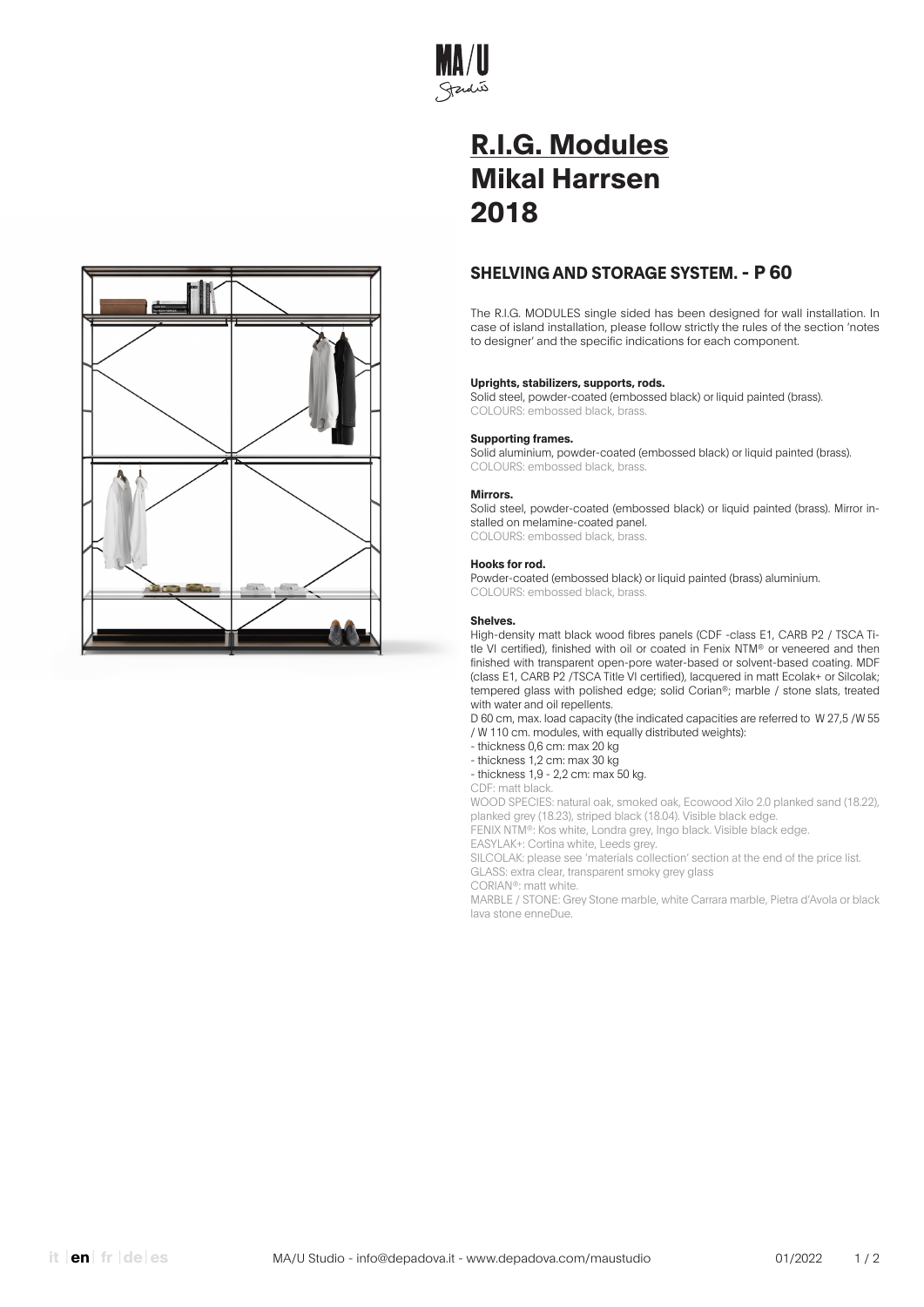# R.I.G. Modules
# Mikal Harrsen
# 2018

## SHELVING AND STORAGE SYSTEM. - P 60

The R.I.G. MODULES single sided has been designed for wall installation. In case of island installation, please follow strictly the rules of the section 'notes to designer' and the specific indications for each component.

**Uprights, stabilizers, supports, rods.**
Solid steel, powder-coated (embossed black) or liquid painted (brass).
COLOURS: embossed black, brass.

**Supporting frames.**
Solid aluminium, powder-coated (embossed black) or liquid painted (brass).
COLOURS: embossed black, brass.

**Mirrors.**
Solid steel, powder-coated (embossed black) or liquid painted (brass). Mirror installed on melamine-coated panel.
COLOURS: embossed black, brass.

**Hooks for rod.**
Powder-coated (embossed black) or liquid painted (brass) aluminium.
COLOURS: embossed black, brass.

**Shelves.**
High-density matt black wood fibres panels (CDF -class E1, CARB P2 / TSCA Title VI certified), finished with oil or coated in Fenix NTM® or veneered and then finished with transparent open-pore water-based or solvent-based coating. MDF (class E1, CARB P2 /TSCA Title VI certified), lacquered in matt Ecolak+ or Silcolak; tempered glass with polished edge; solid Corian®; marble / stone slats, treated with water and oil repellents.
D 60 cm, max. load capacity (the indicated capacities are referred to W 27,5 /W 55 / W 110 cm. modules, with equally distributed weights):
- thickness 0,6 cm: max 20 kg
- thickness 1,2 cm: max 30 kg
- thickness 1,9 - 2,2 cm: max 50 kg.

CDF: matt black.
WOOD SPECIES: natural oak, smoked oak, Ecowood Xilo 2.0 planked sand (18.22), planked grey (18.23), striped black (18.04). Visible black edge.
FENIX NTM®: Kos white, Londra grey, Ingo black. Visible black edge.
EASYLAK+: Cortina white, Leeds grey.
SILCOLAK: please see 'materials collection' section at the end of the price list.
GLASS: extra clear, transparent smoky grey glass
CORIAN®: matt white.
MARBLE / STONE: Grey Stone marble, white Carrara marble, Pietra d'Avola or black lava stone enneDue.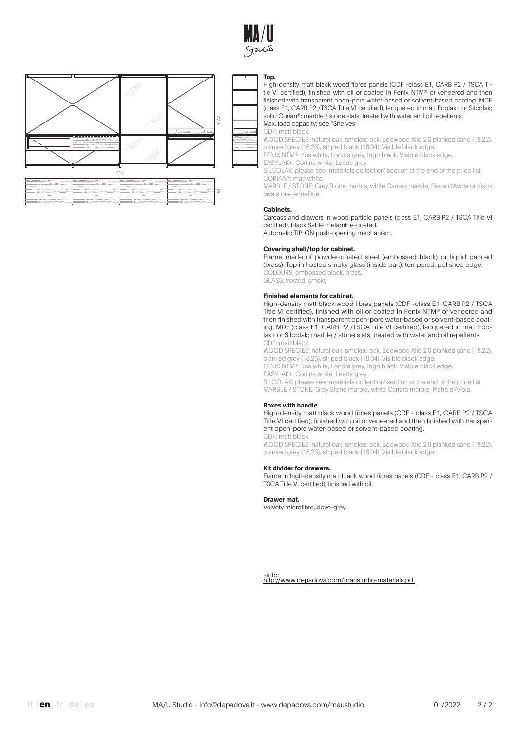**Top.**

High-density matt black wood fibres panels (CDF -class E1, CARB P2 / TSCA Title VI certified), finished with oil or coated in Fenix NTM® or veneered and then finished with transparent open-pore water-based or solvent-based coating. MDF (class E1, CARB P2 /TSCA Title VI certified), lacquered in matt Ecolak+ or Silcolak; solid Corian®; marble / stone slats, treated with water and oil repellents.
Max. load capacity: see "Shelves"

CDF: matt black.
WOOD SPECIES: natural oak, smoked oak, Ecowood Xilo 2.0 planked sand (18.22), planked grey (18.23), striped black (18.04). Visible black edge.
FENIX NTM®: Kos white, Londra grey, Ingo black. Visible black edge.
EASYLAK+: Cortina white, Leeds grey.
SILCOLAK: please see 'materials collection' section at the end of the price list.
CORIAN®: matt white.
MARBLE / STONE: Grey Stone marble, white Carrara marble, Pietra d'Avola or black lava stone enneDue.

**Cabinets.**

Carcass and drawers in wood particle panels (class E1, CARB P2 / TSCA Title VI certified), black Sablè melamine-coated.
Automatic TIP-ON push-opening mechanism.

**Covering shelf/top for cabinet.**

Frame made of powder-coated steel (embossed black) or liquid painted (brass). Top in frosted smoky glass (inside part), tempered, polished edge.
COLOURS: embossed black, brass.
GLASS: frosted, smoky.

**Finished elements for cabinet.**

High-density matt black wood fibres panels (CDF -class E1, CARB P2 / TSCA Title VI certified), finished with oil or coated in Fenix NTM® or veneered and then finished with transparent open-pore water-based or solvent-based coating. MDF (class E1, CARB P2 /TSCA Title VI certified), lacquered in matt Ecolak+ or Silcolak; marble / stone slats, treated with water and oil repellents.
CDF: matt black.
WOOD SPECIES: natural oak, smoked oak, Ecowood Xilo 2.0 planked sand (18.22), planked grey (18.23), striped black (18.04). Visible black edge.
FENIX NTM®: Kos white, Londra grey, Ingo black. Visible black edge.
EASYLAK+: Cortina white, Leeds grey.
SILCOLAK: please see 'materials collection' section at the end of the price list.
MARBLE / STONE: Grey Stone marble, white Carrara marble, Pietra d'Avola.

**Boxes with handle**

High-density matt black wood fibres panels (CDF - class E1, CARB P2 / TSCA Title VI certified), finished with oil or veneered and then finished with transparent open-pore water-based or solvent-based coating.
CDF: matt black.
WOOD SPECIES: natural oak, smoked oak, Ecowood Xilo 2.0 planked sand (18.22), planked grey (18.23), striped black (18.04). Visible black edge.

**Kit divider for drawers.**

Frame in high-density matt black wood fibres panels (CDF - class E1, CARB P2 / TSCA Title VI certified), finished with oil.

**Drawer mat.**

Velvety microfibre, dove-grey.

+info:
http://www.depadova.com/maustudio-materials.pdf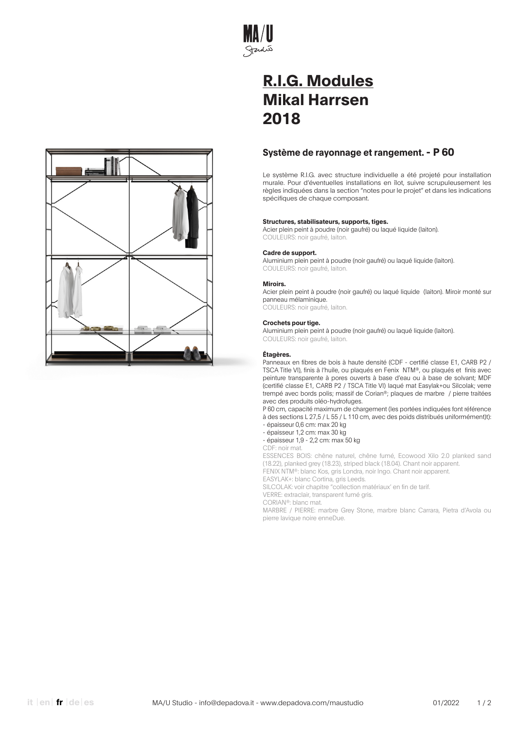# R.I.G. Modules
# Mikal Harrsen
# 2018

### Système de rayonnage et rangement. - P 60

Le système R.I.G. avec structure individuelle a été projeté pour installation murale. Pour d'éventuelles installations en îlot, suivre scrupuleusement les règles indiquées dans la section "notes pour le projet" et dans les indications spécifiques de chaque composant.

**Structures, stabilisateurs, supports, tiges.**
Acier plein peint à poudre (noir gaufré) ou laqué liquide (laiton).
COULEURS: noir gaufré, laiton.

**Cadre de support.**
Aluminium plein peint à poudre (noir gaufré) ou laqué liquide (laiton).
COULEURS: noir gaufré, laiton.

**Miroirs.**
Acier plein peint à poudre (noir gaufré) ou laqué liquide (laiton). Miroir monté sur panneau mélaminique.
COULEURS: noir gaufré, laiton.

**Crochets pour tige.**
Aluminium plein peint à poudre (noir gaufré) ou laqué liquide (laiton).
COULEURS: noir gaufré, laiton.

**Étagères.**
Panneaux en fibres de bois à haute densité (CDF - certifié classe E1, CARB P2 / TSCA Title VI), finis à l'huile, ou plaqués en Fenix NTM®, ou plaqués et finis avec peinture transparente à pores ouverts à base d'eau ou à base de solvant; MDF (certifié classe E1, CARB P2 / TSCA Title VI) laqué mat Easylak+ou Silcolak; verre trempé avec bords polis; massif de Corian®; plaques de marbre / pierre traitées avec des produits oléo-hydrofuges.
P 60 cm, capacité maximum de chargement (les portées indiquées font référence à des sections L 27,5 / L 55 / L 110 cm, avec des poids distribués uniformément)t):
- épaisseur 0,6 cm: max 20 kg
- épaisseur 1,2 cm: max 30 kg
- épaisseur 1,9 - 2,2 cm: max 50 kg

CDF: noir mat.
ESSENCES BOIS: chêne naturel, chêne fumé, Ecowood Xilo 2.0 planked sand (18.22), planked grey (18.23), striped black (18.04). Chant noir apparent.
FENIX NTM®: blanc Kos, gris Londra, noir Ingo. Chant noir apparent.
EASYLAK+: blanc Cortina, gris Leeds.
SILCOLAK: voir chapitre "collection matériaux" en fin de tarif.
VERRE: extraclair, transparent fumé gris.
CORIAN®: blanc mat.
MARBRE / PIERRE: marbre Grey Stone, marbre blanc Carrara, Pietra d'Avola ou pierre lavique noire enneDue.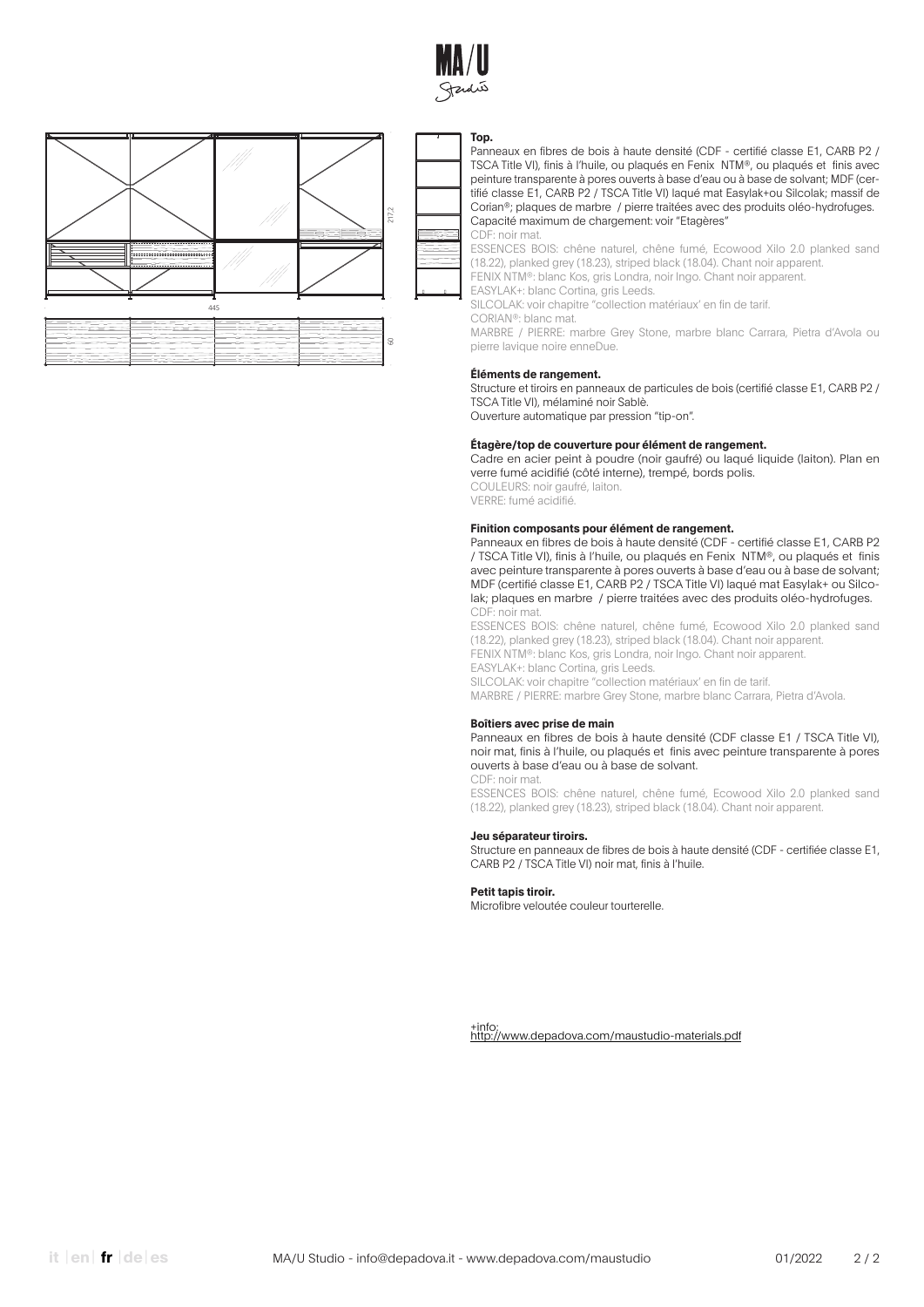### Top.

Panneaux en fibres de bois à haute densité (CDF - certifié classe E1, CARB P2 / TSCA Title VI), finis à l'huile, ou plaqués en Fenix NTM®, ou plaqués et finis avec peinture transparente à pores ouverts à base d'eau ou à base de solvant; MDF (certifié classe E1, CARB P2 / TSCA Title VI) laqué mat Easylak+ou Silcolak; massif de Corian®; plaques de marbre / pierre traitées avec des produits oléo-hydrofuges.
Capacité maximum de chargement: voir "Etagères"
CDF: noir mat.
ESSENCES BOIS: chêne naturel, chêne fumé, Ecowood Xilo 2.0 planked sand (18.22), planked grey (18.23), striped black (18.04). Chant noir apparent.
FENIX NTM®: blanc Kos, gris Londra, noir Ingo. Chant noir apparent.
EASYLAK+: blanc Cortina, gris Leeds.
SILCOLAK: voir chapitre "collection matériaux' en fin de tarif.
CORIAN®: blanc mat.
MARBRE / PIERRE: marbre Grey Stone, marbre blanc Carrara, Pietra d'Avola ou pierre lavique noire enneDue.

### Éléments de rangement.

Structure et tiroirs en panneaux de particules de bois (certifié classe E1, CARB P2 / TSCA Title VI), mélaminé noir Sablè.
Ouverture automatique par pression "tip-on".

### Étagère/top de couverture pour élément de rangement.

Cadre en acier peint à poudre (noir gaufré) ou laqué liquide (laiton). Plan en verre fumé acidifié (côté interne), trempé, bords polis.
COULEURS: noir gaufré, laiton.
VERRE: fumé acidifié.

### Finition composants pour élément de rangement.

Panneaux en fibres de bois à haute densité (CDF - certifié classe E1, CARB P2 / TSCA Title VI), finis à l'huile, ou plaqués en Fenix NTM®, ou plaqués et finis avec peinture transparente à pores ouverts à base d'eau ou à base de solvant; MDF (certifié classe E1, CARB P2 / TSCA Title VI) laqué mat Easylak+ ou Silcolak; plaques en marbre / pierre traitées avec des produits oléo-hydrofuges.
CDF: noir mat.
ESSENCES BOIS: chêne naturel, chêne fumé, Ecowood Xilo 2.0 planked sand (18.22), planked grey (18.23), striped black (18.04). Chant noir apparent.
FENIX NTM®: blanc Kos, gris Londra, noir Ingo. Chant noir apparent.
EASYLAK+: blanc Cortina, gris Leeds.
SILCOLAK: voir chapitre "collection matériaux' en fin de tarif.
MARBRE / PIERRE: marbre Grey Stone, marbre blanc Carrara, Pietra d'Avola.

### Boîtiers avec prise de main

Panneaux en fibres de bois à haute densité (CDF classe E1 / TSCA Title VI), noir mat, finis à l'huile, ou plaqués et finis avec peinture transparente à pores ouverts à base d'eau ou à base de solvant.
CDF: noir mat.
ESSENCES BOIS: chêne naturel, chêne fumé, Ecowood Xilo 2.0 planked sand (18.22), planked grey (18.23), striped black (18.04). Chant noir apparent.

### Jeu séparateur tiroirs.

Structure en panneaux de fibres de bois à haute densité (CDF - certifiée classe E1, CARB P2 / TSCA Title VI) noir mat, finis à l'huile.

### Petit tapis tiroir.

Microfibre veloutée couleur tourterelle.

+info:
http://www.depadova.com/maustudio-materials.pdf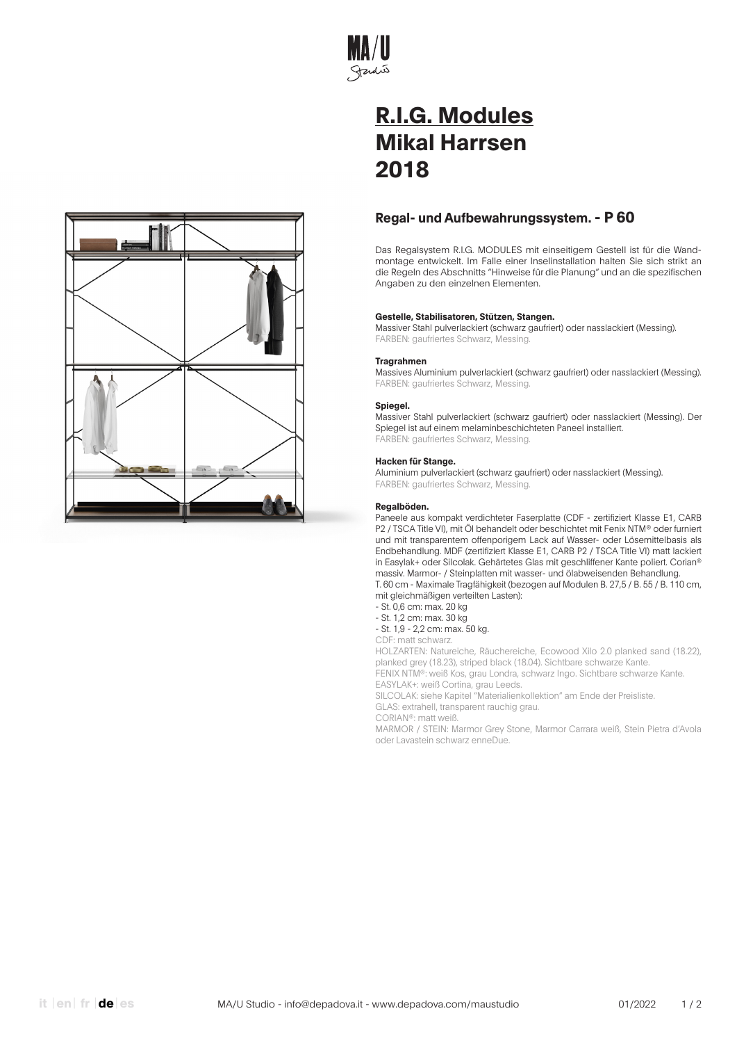# R.I.G. Modules
# Mikal Harrsen
# 2018

## Regal- und Aufbewahrungssystem. - P 60

Das Regalsystem R.I.G. MODULES mit einseitigem Gestell ist für die Wandmontage entwickelt. Im Falle einer Inselinstallation halten Sie sich strikt an die Regeln des Abschnitts "Hinweise für die Planung" und an die spezifischen Angaben zu den einzelnen Elementen.

**Gestelle, Stabilisatoren, Stützen, Stangen.**
Massiver Stahl pulverlackiert (schwarz gaufriert) oder nasslackiert (Messing).
FARBEN: gaufriertes Schwarz, Messing.

**Tragrahmen**
Massives Aluminium pulverlackiert (schwarz gaufriert) oder nasslackiert (Messing).
FARBEN: gaufriertes Schwarz, Messing.

**Spiegel.**
Massiver Stahl pulverlackiert (schwarz gaufriert) oder nasslackiert (Messing). Der Spiegel ist auf einem melaminbeschichteten Paneel installiert.
FARBEN: gaufriertes Schwarz, Messing.

**Hacken für Stange.**
Aluminium pulverlackiert (schwarz gaufriert) oder nasslackiert (Messing).
FARBEN: gaufriertes Schwarz, Messing.

**Regalböden.**
Paneele aus kompakt verdichteter Faserplatte (CDF - zertifiziert Klasse E1, CARB P2 / TSCA Title VI), mit Öl behandelt oder beschichtet mit Fenix NTM® oder furniert und mit transparentem offenporigem Lack auf Wasser- oder Lösemittelbasis als Endbehandlung. MDF (zertifiziert Klasse E1, CARB P2 / TSCA Title VI) matt lackiert in Easylak+ oder Silcolak. Gehärtetes Glas mit geschliffener Kante poliert. Corian® massiv. Marmor- / Steinplatten mit wasser- und ölabweisenden Behandlung.
T. 60 cm - Maximale Tragfähigkeit (bezogen auf Modulen B. 27,5 / B. 55 / B. 110 cm, mit gleichmäßigen verteilten Lasten):
- St. 0,6 cm: max. 20 kg
- St. 1,2 cm: max. 30 kg
- St. 1,9 - 2,2 cm: max. 50 kg.

CDF: matt schwarz.
HOLZARTEN: Natureiche, Räuchereiche, Ecowood Xilo 2.0 planked sand (18.22), planked grey (18.23), striped black (18.04). Sichtbare schwarze Kante.
FENIX NTM®: weiß Kos, grau Londra, schwarz Ingo. Sichtbare schwarze Kante.
EASYLAK+: weiß Cortina, grau Leeds.
SILCOLAK: siehe Kapitel "Materialienkollektion" am Ende der Preisliste.
GLAS: extrahell, transparent rauchig grau.
CORIAN®: matt weiß.
MARMOR / STEIN: Marmor Grey Stone, Marmor Carrara weiß, Stein Pietra d'Avola oder Lavastein schwarz enneDue.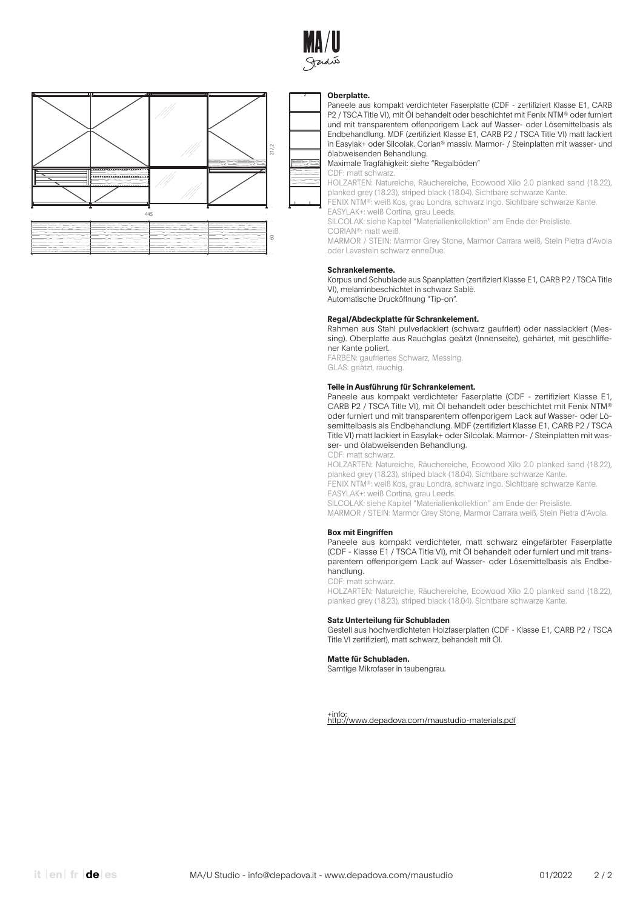**Oberplatte.**

Paneele aus kompakt verdichteter Faserplatte (CDF - zertifiziert Klasse E1, CARB P2 / TSCA Title VI), mit Öl behandelt oder beschichtet mit Fenix NTM® oder furniert und mit transparentem offenporigem Lack auf Wasser- oder Lösemittelbasis als Endbehandlung. MDF (zertifiziert Klasse E1, CARB P2 / TSCA Title VI) matt lackiert in Easylak+ oder Silcolak. Corian® massiv. Marmor- / Steinplatten mit wasser- und ölabweisenden Behandlung.
Maximale Tragfähigkeit: siehe "Regalböden"
CDF: matt schwarz.
HOLZARTEN: Natureiche, Räuchereiche, Ecowood Xilo 2.0 planked sand (18.22), planked grey (18.23), striped black (18.04). Sichtbare schwarze Kante.
FENIX NTM®: weiß Kos, grau Londra, schwarz Ingo. Sichtbare schwarze Kante.
EASYLAK+: weiß Cortina, grau Leeds.
SILCOLAK: siehe Kapitel "Materialienkollektion" am Ende der Preisliste.
CORIAN®: matt weiß.
MARMOR / STEIN: Marmor Grey Stone, Marmor Carrara weiß, Stein Pietra d'Avola oder Lavastein schwarz enneDue.

**Schrankelemente.**

Korpus und Schublade aus Spanplatten (zertifiziert Klasse E1, CARB P2 / TSCA Title VI), melaminbeschichtet in schwarz Sablè.
Automatische Drucköffnung "Tip-on".

**Regal/Abdeckplatte für Schrankelement.**

Rahmen aus Stahl pulverlackiert (schwarz gaufriert) oder nasslackiert (Messing). Oberplatte aus Rauchglas geätzt (Innenseite), gehärtet, mit geschliffener Kante poliert.
FARBEN: gaufriertes Schwarz, Messing.
GLAS: geätzt, rauchig.

**Teile in Ausführung für Schrankelement.**

Paneele aus kompakt verdichteter Faserplatte (CDF - zertifiziert Klasse E1, CARB P2 / TSCA Title VI), mit Öl behandelt oder beschichtet mit Fenix NTM® oder furniert und mit transparentem offenporigem Lack auf Wasser- oder Lösemittelbasis als Endbehandlung. MDF (zertifiziert Klasse E1, CARB P2 / TSCA Title VI) matt lackiert in Easylak+ oder Silcolak. Marmor- / Steinplatten mit wasser- und ölabweisenden Behandlung.
CDF: matt schwarz.
HOLZARTEN: Natureiche, Räuchereiche, Ecowood Xilo 2.0 planked sand (18.22), planked grey (18.23), striped black (18.04). Sichtbare schwarze Kante.
FENIX NTM®: weiß Kos, grau Londra, schwarz Ingo. Sichtbare schwarze Kante.
EASYLAK+: weiß Cortina, grau Leeds.
SILCOLAK: siehe Kapitel "Materialienkollektion" am Ende der Preisliste.
MARMOR / STEIN: Marmor Grey Stone, Marmor Carrara weiß, Stein Pietra d'Avola.

**Box mit Eingriffen**

Paneele aus kompakt verdichteter, matt schwarz eingefärbter Faserplatte (CDF - Klasse E1 / TSCA Title VI), mit Öl behandelt oder furniert und mit transparentem offenporigem Lack auf Wasser- oder Lösemittelbasis als Endbehandlung.
CDF: matt schwarz.
HOLZARTEN: Natureiche, Räuchereiche, Ecowood Xilo 2.0 planked sand (18.22), planked grey (18.23), striped black (18.04). Sichtbare schwarze Kante.

**Satz Unterteilung für Schubladen**

Gestell aus hochverdichteten Holzfaserplatten (CDF - Klasse E1, CARB P2 / TSCA Title VI zertifiziert), matt schwarz, behandelt mit Öl.

**Matte für Schubladen.**

Samtige Mikrofaser in taubengrau.

+info:
http://www.depadova.com/maustudio-materials.pdf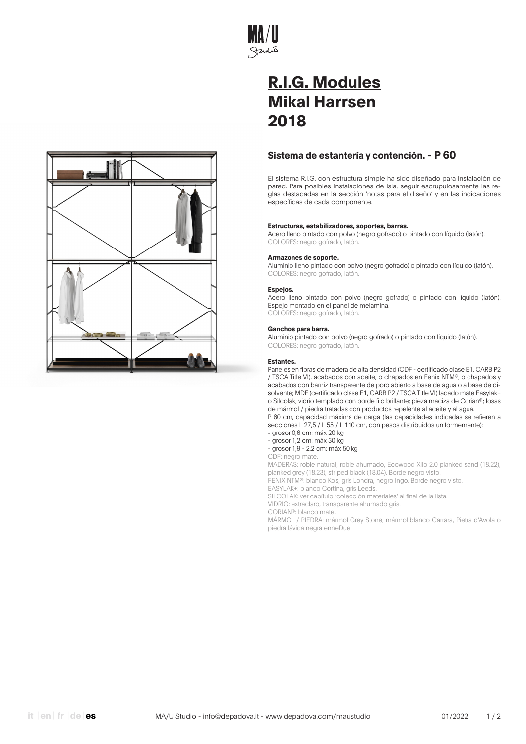# R.I.G. Modules
# Mikal Harrsen
# 2018

## Sistema de estantería y contención. - P 60

El sistema R.I.G. con estructura simple ha sido diseñado para instalación de pared. Para posibles instalaciones de isla, seguir escrupulosamente las reglas destacadas en la sección 'notas para el diseño' y en las indicaciones específicas de cada componente.

**Estructuras, estabilizadores, soportes, barras.**
Acero lleno pintado con polvo (negro gofrado) o pintado con líquido (latón).
COLORES: negro gofrado, latón.

**Armazones de soporte.**
Aluminio lleno pintado con polvo (negro gofrado) o pintado con líquido (latón).
COLORES: negro gofrado, latón.

**Espejos.**
Acero lleno pintado con polvo (negro gofrado) o pintado con líquido (latón).
Espejo montado en el panel de melamina.
COLORES: negro gofrado, latón.

**Ganchos para barra.**
Aluminio pintado con polvo (negro gofrado) o pintado con líquido (latón).
COLORES: negro gofrado, latón.

**Estantes.**
Paneles en fibras de madera de alta densidad (CDF - certificado clase E1, CARB P2 / TSCA Title VI), acabados con aceite, o chapados en Fenix NTM®, o chapados y acabados con barniz transparente de poro abierto a base de agua o a base de disolvente; MDF (certificado clase E1, CARB P2 / TSCA Title VI) lacado mate Easylak+ o Silcolak; vidrio templado con borde filo brillante; pieza maciza de Corian®; losas de mármol / piedra tratadas con productos repelente al aceite y al agua.
P 60 cm, capacidad máxima de carga (las capacidades indicadas se refieren a secciones L 27,5 / L 55 / L 110 cm, con pesos distribuidos uniformemente):
- grosor 0,6 cm: máx 20 kg
- grosor 1,2 cm: máx 30 kg
- grosor 1,9 - 2,2 cm: máx 50 kg

CDF: negro mate.
MADERAS: roble natural, roble ahumado, Ecowood Xilo 2.0 planked sand (18.22), planked grey (18.23), striped black (18.04). Borde negro visto.
FENIX NTM®: blanco Kos, gris Londra, negro Ingo. Borde negro visto.
EASYLAK+: blanco Cortina, gris Leeds.
SILCOLAK: ver capítulo 'colección materiales' al final de la lista.
VIDRIO: extraclaro, transparente ahumado gris.
CORIAN®: blanco mate.
MÁRMOL / PIEDRA: mármol Grey Stone, mármol blanco Carrara, Pietra d'Avola o piedra lávica negra enneDue.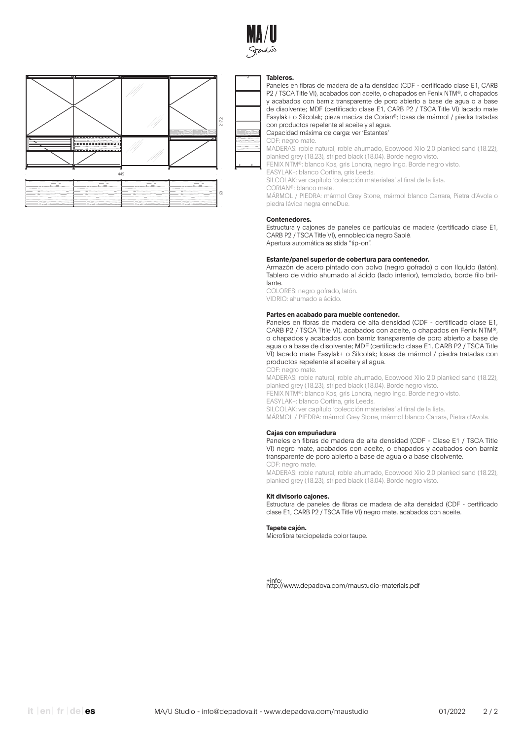MA/U Studio

217,2

445

60

**Tableros.**

Paneles en fibras de madera de alta densidad (CDF - certificado clase E1, CARB P2 / TSCA Title VI), acabados con aceite, o chapados en Fenix NTM®, o chapados y acabados con barniz transparente de poro abierto a base de agua o a base de disolvente; MDF (certificado clase E1, CARB P2 / TSCA Title VI) lacado mate Easylak+ o Silcolak; pieza maciza de Corian®; losas de mármol / piedra tratadas con productos repelente al aceite y al agua.
Capacidad máxima de carga: ver 'Estantes'

CDF: negro mate.
MADERAS: roble natural, roble ahumado, Ecowood Xilo 2.0 planked sand (18.22), planked grey (18.23), striped black (18.04). Borde negro visto.
FENIX NTM®: blanco Kos, gris Londra, negro Ingo. Borde negro visto.
EASYLAK+: blanco Cortina, gris Leeds.
SILCOLAK: ver capítulo 'colección materiales' al final de la lista.
CORIAN®: blanco mate.
MÁRMOL / PIEDRA: mármol Grey Stone, mármol blanco Carrara, Pietra d'Avola o piedra lávica negra enneDue.

**Contenedores.**

Estructura y cajones de paneles de partículas de madera (certificado clase E1, CARB P2 / TSCA Title VI), ennoblecida negro Sablè.
Apertura automática asistida "tip-on".

**Estante/panel superior de cobertura para contenedor.**

Armazón de acero pintado con polvo (negro gofrado) o con líquido (latón). Tablero de vidrio ahumado al ácido (lado interior), templado, borde filo brillante.

COLORES: negro gofrado, latón.
VIDRIO: ahumado a ácido.

**Partes en acabado para mueble contenedor.**

Paneles en fibras de madera de alta densidad (CDF - certificado clase E1, CARB P2 / TSCA Title VI), acabados con aceite, o chapados en Fenix NTM®, o chapados y acabados con barniz transparente de poro abierto a base de agua o a base de disolvente; MDF (certificado clase E1, CARB P2 / TSCA Title VI) lacado mate Easylak+ o Silcolak; losas de mármol / piedra tratadas con productos repelente al aceite y al agua.

CDF: negro mate.
MADERAS: roble natural, roble ahumado, Ecowood Xilo 2.0 planked sand (18.22), planked grey (18.23), striped black (18.04). Borde negro visto.
FENIX NTM®: blanco Kos, gris Londra, negro Ingo. Borde negro visto.
EASYLAK+: blanco Cortina, gris Leeds.
SILCOLAK: ver capítulo 'colección materiales' al final de la lista.
MÁRMOL / PIEDRA: mármol Grey Stone, mármol blanco Carrara, Pietra d'Avola.

**Cajas con empuñadura**

Paneles en fibras de madera de alta densidad (CDF - Clase E1 / TSCA Title VI) negro mate, acabados con aceite, o chapados y acabados con barniz transparente de poro abierto a base de agua o a base disolvente.

CDF: negro mate.
MADERAS: roble natural, roble ahumado, Ecowood Xilo 2.0 planked sand (18.22), planked grey (18.23), striped black (18.04). Borde negro visto.

**Kit divisorio cajones.**

Estructura de paneles de fibras de madera de alta densidad (CDF - certificado clase E1, CARB P2 / TSCA Title VI) negro mate, acabados con aceite.

**Tapete cajón.**

Microfibra terciopelada color taupe.

+info:
http://www.depadova.com/maustudio-materials.pdf